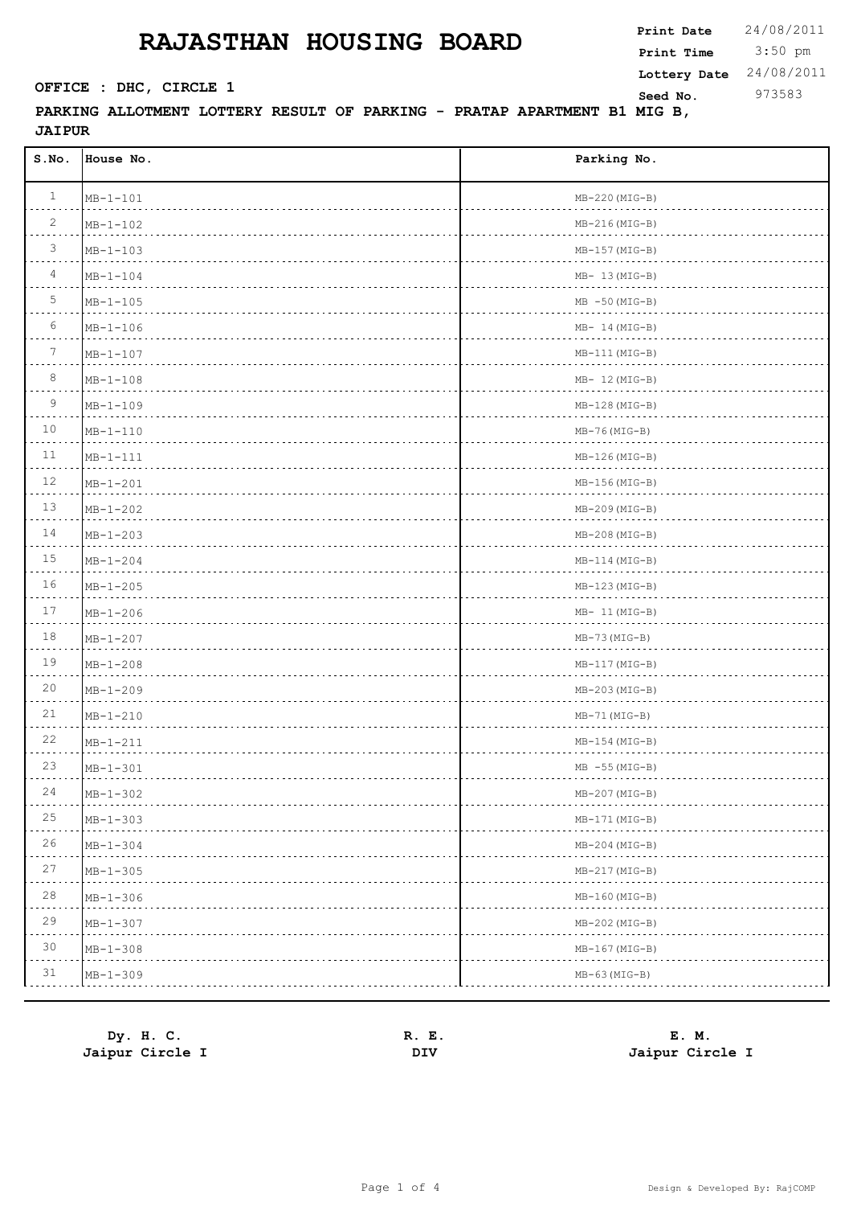# RAJASTHAN HOUSING BOARD

**Print Date** 24/08/2011
**Print Time** 3:50 pm
**Lottery Date** 24/08/2011
**Seed No.** 973583

**OFFICE : DHC, CIRCLE 1**

**PARKING ALLOTMENT LOTTERY RESULT OF PARKING - PRATAP APARTMENT B1 MIG B, JAIPUR**

| S.No. | House No. | Parking No. |
|---|---|---|
| 1 | MB-1-101 | MB-220(MIG-B) |
| 2 | MB-1-102 | MB-216(MIG-B) |
| 3 | MB-1-103 | MB-157(MIG-B) |
| 4 | MB-1-104 | MB- 13(MIG-B) |
| 5 | MB-1-105 | MB -50(MIG-B) |
| 6 | MB-1-106 | MB- 14(MIG-B) |
| 7 | MB-1-107 | MB-111(MIG-B) |
| 8 | MB-1-108 | MB- 12(MIG-B) |
| 9 | MB-1-109 | MB-128(MIG-B) |
| 10 | MB-1-110 | MB-76(MIG-B) |
| 11 | MB-1-111 | MB-126(MIG-B) |
| 12 | MB-1-201 | MB-156(MIG-B) |
| 13 | MB-1-202 | MB-209(MIG-B) |
| 14 | MB-1-203 | MB-208(MIG-B) |
| 15 | MB-1-204 | MB-114(MIG-B) |
| 16 | MB-1-205 | MB-123(MIG-B) |
| 17 | MB-1-206 | MB- 11(MIG-B) |
| 18 | MB-1-207 | MB-73(MIG-B) |
| 19 | MB-1-208 | MB-117(MIG-B) |
| 20 | MB-1-209 | MB-203(MIG-B) |
| 21 | MB-1-210 | MB-71(MIG-B) |
| 22 | MB-1-211 | MB-154(MIG-B) |
| 23 | MB-1-301 | MB -55(MIG-B) |
| 24 | MB-1-302 | MB-207(MIG-B) |
| 25 | MB-1-303 | MB-171(MIG-B) |
| 26 | MB-1-304 | MB-204(MIG-B) |
| 27 | MB-1-305 | MB-217(MIG-B) |
| 28 | MB-1-306 | MB-160(MIG-B) |
| 29 | MB-1-307 | MB-202(MIG-B) |
| 30 | MB-1-308 | MB-167(MIG-B) |
| 31 | MB-1-309 | MB-63(MIG-B) |

**Dy. H. C.**
**Jaipur Circle I**

**R. E.**
**DIV**

**E. M.**
**Jaipur Circle I**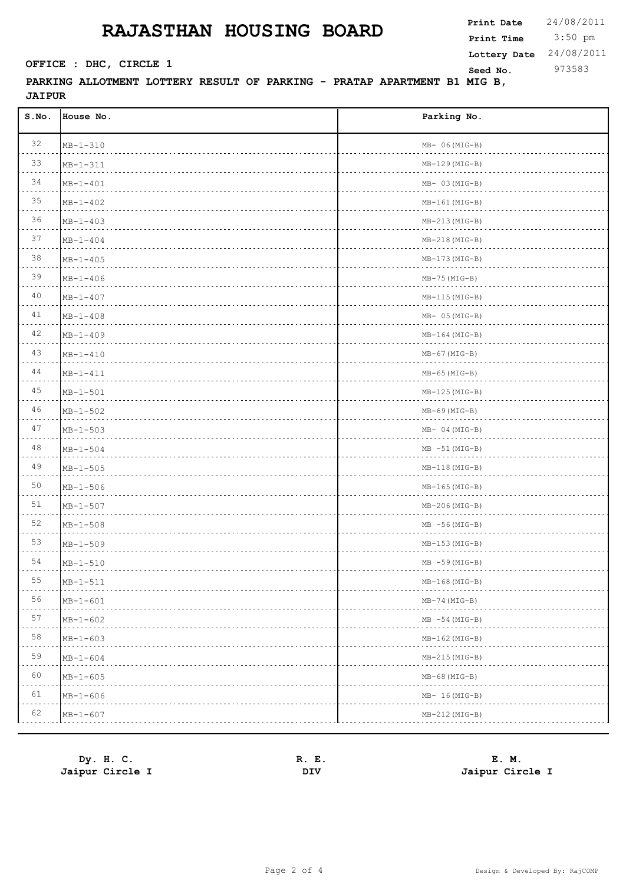# RAJASTHAN HOUSING BOARD

**Print Date** 24/08/2011
**Print Time** 3:50 pm
**Lottery Date** 24/08/2011
**Seed No.** 973583

**OFFICE : DHC, CIRCLE 1**

**PARKING ALLOTMENT LOTTERY RESULT OF PARKING - PRATAP APARTMENT B1 MIG B, JAIPUR**

| S.No. | House No. | Parking No. |
|---|---|---|
| 32 | MB-1-310 | MB- 06(MIG-B) |
| 33 | MB-1-311 | MB-129(MIG-B) |
| 34 | MB-1-401 | MB- 03(MIG-B) |
| 35 | MB-1-402 | MB-161(MIG-B) |
| 36 | MB-1-403 | MB-213(MIG-B) |
| 37 | MB-1-404 | MB-218(MIG-B) |
| 38 | MB-1-405 | MB-173(MIG-B) |
| 39 | MB-1-406 | MB-75(MIG-B) |
| 40 | MB-1-407 | MB-115(MIG-B) |
| 41 | MB-1-408 | MB- 05(MIG-B) |
| 42 | MB-1-409 | MB-164(MIG-B) |
| 43 | MB-1-410 | MB-67(MIG-B) |
| 44 | MB-1-411 | MB-65(MIG-B) |
| 45 | MB-1-501 | MB-125(MIG-B) |
| 46 | MB-1-502 | MB-69(MIG-B) |
| 47 | MB-1-503 | MB- 04(MIG-B) |
| 48 | MB-1-504 | MB -51(MIG-B) |
| 49 | MB-1-505 | MB-118(MIG-B) |
| 50 | MB-1-506 | MB-165(MIG-B) |
| 51 | MB-1-507 | MB-206(MIG-B) |
| 52 | MB-1-508 | MB -56(MIG-B) |
| 53 | MB-1-509 | MB-153(MIG-B) |
| 54 | MB-1-510 | MB -59(MIG-B) |
| 55 | MB-1-511 | MB-168(MIG-B) |
| 56 | MB-1-601 | MB-74(MIG-B) |
| 57 | MB-1-602 | MB -54(MIG-B) |
| 58 | MB-1-603 | MB-162(MIG-B) |
| 59 | MB-1-604 | MB-215(MIG-B) |
| 60 | MB-1-605 | MB-68(MIG-B) |
| 61 | MB-1-606 | MB- 16(MIG-B) |
| 62 | MB-1-607 | MB-212(MIG-B) |

**Dy. H. C.**
**Jaipur Circle I**

**R. E.**
**DIV**

**E. M.**
**Jaipur Circle I**

Design & Developed By: RajCOMP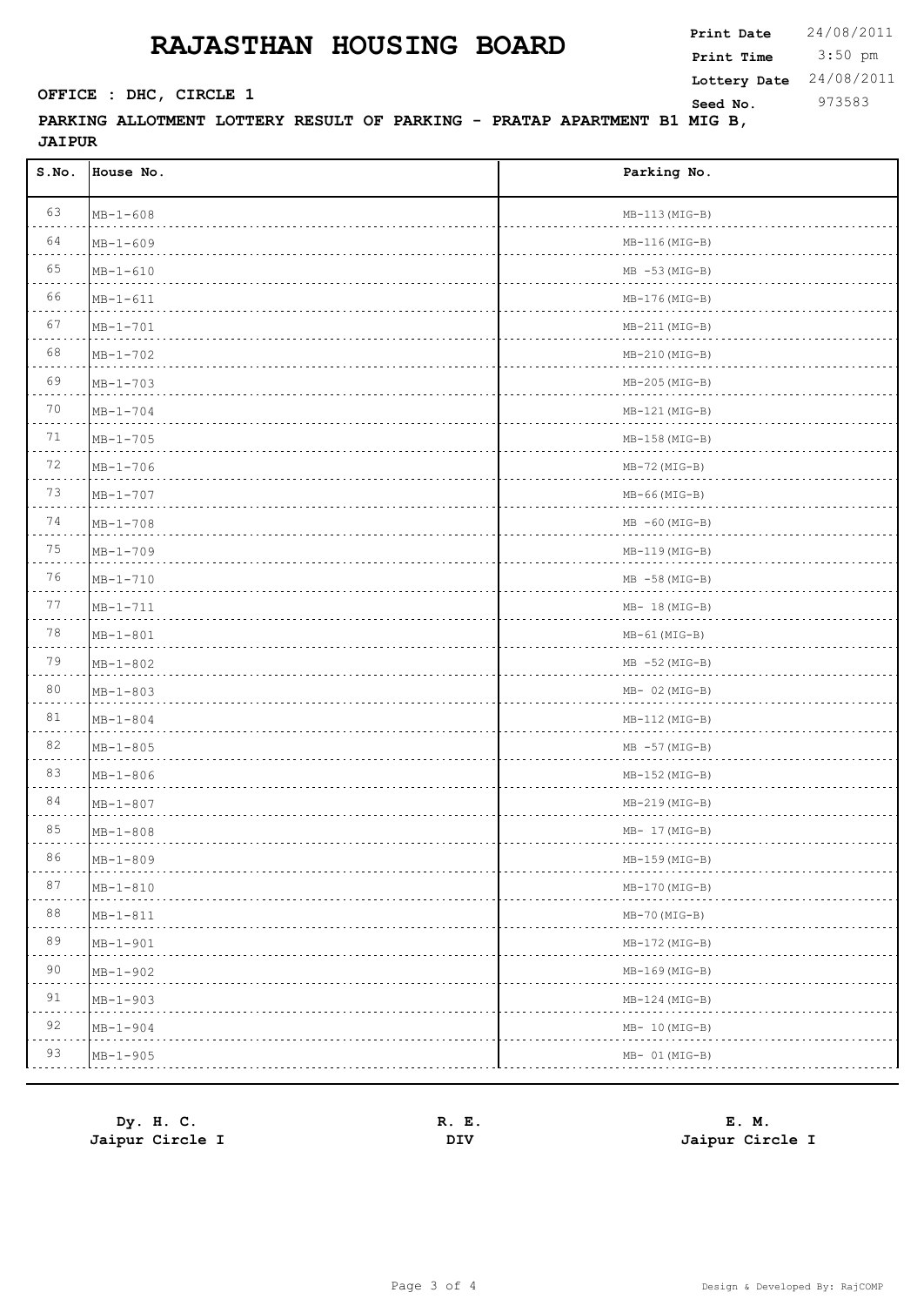# RAJASTHAN HOUSING BOARD

**Print Date** 24/08/2011
**Print Time** 3:50 pm
**Lottery Date** 24/08/2011
**Seed No.** 973583

**OFFICE : DHC, CIRCLE 1**

**PARKING ALLOTMENT LOTTERY RESULT OF PARKING - PRATAP APARTMENT B1 MIG B, JAIPUR**

| S.No. | House No. | Parking No. |
|---|---|---|
| 63 | MB-1-608 | MB-113(MIG-B) |
| 64 | MB-1-609 | MB-116(MIG-B) |
| 65 | MB-1-610 | MB -53(MIG-B) |
| 66 | MB-1-611 | MB-176(MIG-B) |
| 67 | MB-1-701 | MB-211(MIG-B) |
| 68 | MB-1-702 | MB-210(MIG-B) |
| 69 | MB-1-703 | MB-205(MIG-B) |
| 70 | MB-1-704 | MB-121(MIG-B) |
| 71 | MB-1-705 | MB-158(MIG-B) |
| 72 | MB-1-706 | MB-72(MIG-B) |
| 73 | MB-1-707 | MB-66(MIG-B) |
| 74 | MB-1-708 | MB -60(MIG-B) |
| 75 | MB-1-709 | MB-119(MIG-B) |
| 76 | MB-1-710 | MB -58(MIG-B) |
| 77 | MB-1-711 | MB- 18(MIG-B) |
| 78 | MB-1-801 | MB-61(MIG-B) |
| 79 | MB-1-802 | MB -52(MIG-B) |
| 80 | MB-1-803 | MB- 02(MIG-B) |
| 81 | MB-1-804 | MB-112(MIG-B) |
| 82 | MB-1-805 | MB -57(MIG-B) |
| 83 | MB-1-806 | MB-152(MIG-B) |
| 84 | MB-1-807 | MB-219(MIG-B) |
| 85 | MB-1-808 | MB- 17(MIG-B) |
| 86 | MB-1-809 | MB-159(MIG-B) |
| 87 | MB-1-810 | MB-170(MIG-B) |
| 88 | MB-1-811 | MB-70(MIG-B) |
| 89 | MB-1-901 | MB-172(MIG-B) |
| 90 | MB-1-902 | MB-169(MIG-B) |
| 91 | MB-1-903 | MB-124(MIG-B) |
| 92 | MB-1-904 | MB- 10(MIG-B) |
| 93 | MB-1-905 | MB- 01(MIG-B) |

**Dy. H. C.**
**Jaipur Circle I**

**R. E.**
**DIV**

**E. M.**
**Jaipur Circle I**

Design & Developed By: RajCOMP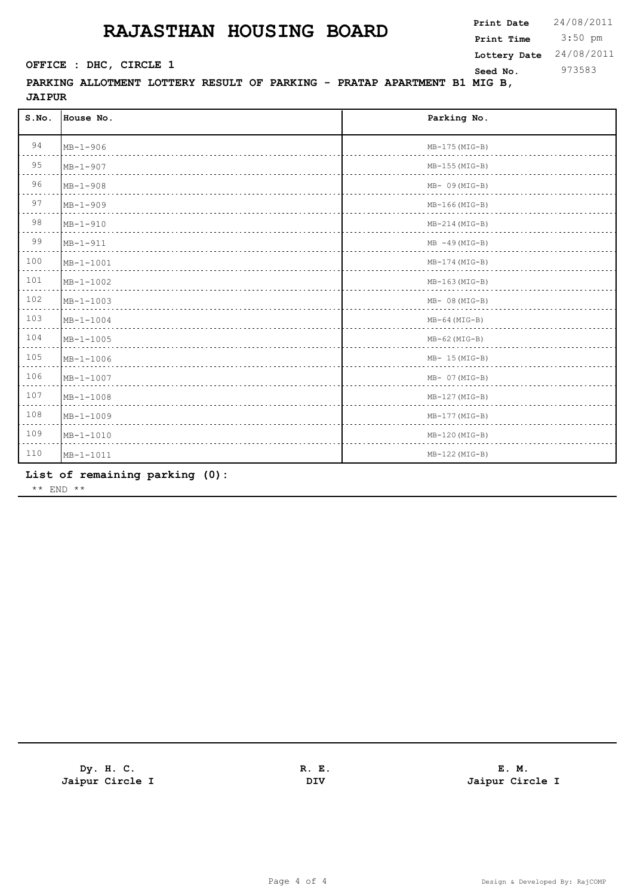# RAJASTHAN HOUSING BOARD

| | |
|---|---|
| **Print Date** | 24/08/2011 |
| **Print Time** | 3:50 pm |
| **Lottery Date** | 24/08/2011 |
| **Seed No.** | 973583 |

**OFFICE : DHC, CIRCLE 1**

**PARKING ALLOTMENT LOTTERY RESULT OF PARKING - PRATAP APARTMENT B1 MIG B, JAIPUR**

| S.No. | House No. | Parking No. |
|---|---|---|
| 94 | MB-1-906 | MB-175(MIG-B) |
| 95 | MB-1-907 | MB-155(MIG-B) |
| 96 | MB-1-908 | MB- 09(MIG-B) |
| 97 | MB-1-909 | MB-166(MIG-B) |
| 98 | MB-1-910 | MB-214(MIG-B) |
| 99 | MB-1-911 | MB -49(MIG-B) |
| 100 | MB-1-1001 | MB-174(MIG-B) |
| 101 | MB-1-1002 | MB-163(MIG-B) |
| 102 | MB-1-1003 | MB- 08(MIG-B) |
| 103 | MB-1-1004 | MB-64(MIG-B) |
| 104 | MB-1-1005 | MB-62(MIG-B) |
| 105 | MB-1-1006 | MB- 15(MIG-B) |
| 106 | MB-1-1007 | MB- 07(MIG-B) |
| 107 | MB-1-1008 | MB-127(MIG-B) |
| 108 | MB-1-1009 | MB-177(MIG-B) |
| 109 | MB-1-1010 | MB-120(MIG-B) |
| 110 | MB-1-1011 | MB-122(MIG-B) |

**List of remaining parking (0):**

** END **

| | | |
|---|---|---|
| **Dy. H. C.** | **R. E.** | **E. M.** |
| **Jaipur Circle I** | **DIV** | **Jaipur Circle I** |

Design & Developed By: RajCOMP